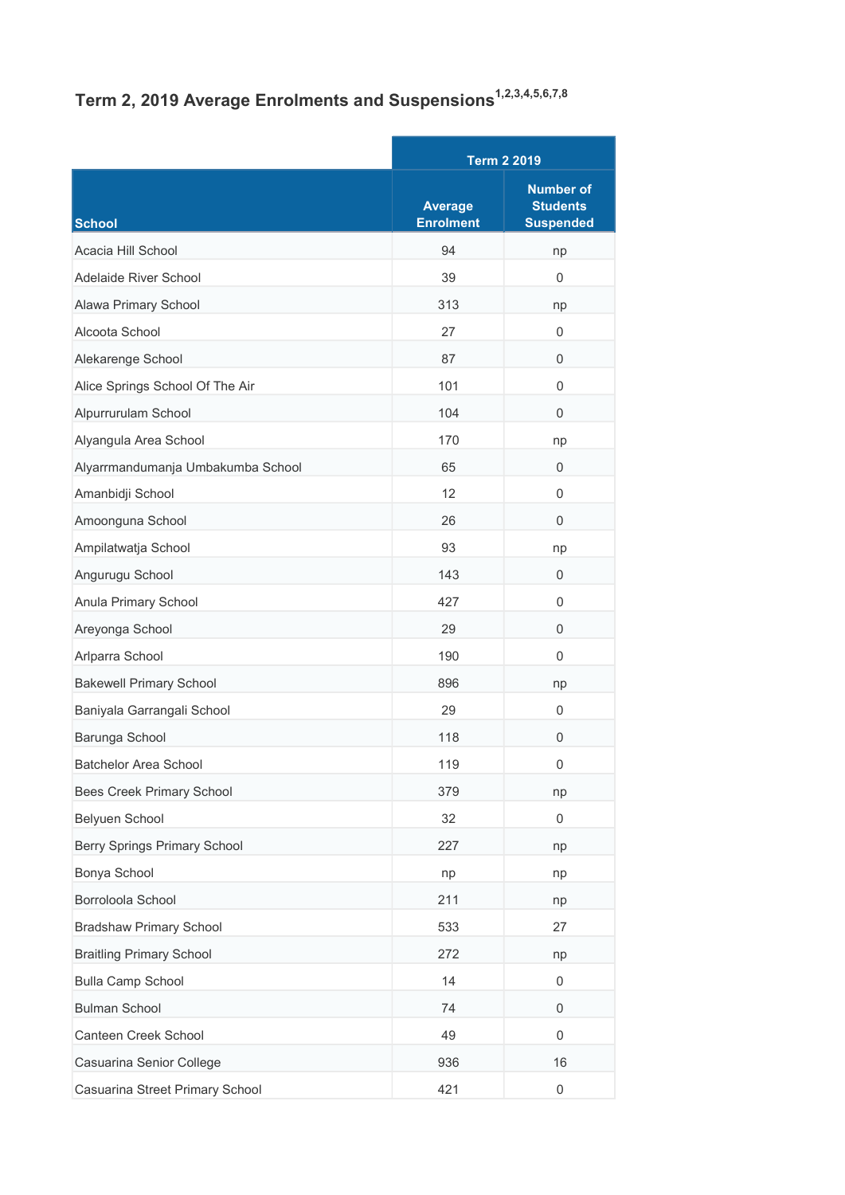## Term 2, 2019 Average Enrolments and Suspensions[1,2,3,4,5,6,7,8]

| School | Term 2 2019 | |
|---|---|---|
| | Average Enrolment | Number of Students Suspended |
| Acacia Hill School | 94 | np |
| Adelaide River School | 39 | 0 |
| Alawa Primary School | 313 | np |
| Alcoota School | 27 | 0 |
| Alekarenge School | 87 | 0 |
| Alice Springs School Of The Air | 101 | 0 |
| Alpurrurulam School | 104 | 0 |
| Alyangula Area School | 170 | np |
| Alyarrmandumanja Umbakumba School | 65 | 0 |
| Amanbidji School | 12 | 0 |
| Amoonguna School | 26 | 0 |
| Ampilatwatja School | 93 | np |
| Angurugu School | 143 | 0 |
| Anula Primary School | 427 | 0 |
| Areyonga School | 29 | 0 |
| Arlparra School | 190 | 0 |
| Bakewell Primary School | 896 | np |
| Baniyala Garrangali School | 29 | 0 |
| Barunga School | 118 | 0 |
| Batchelor Area School | 119 | 0 |
| Bees Creek Primary School | 379 | np |
| Belyuen School | 32 | 0 |
| Berry Springs Primary School | 227 | np |
| Bonya School | np | np |
| Borroloola School | 211 | np |
| Bradshaw Primary School | 533 | 27 |
| Braitling Primary School | 272 | np |
| Bulla Camp School | 14 | 0 |
| Bulman School | 74 | 0 |
| Canteen Creek School | 49 | 0 |
| Casuarina Senior College | 936 | 16 |
| Casuarina Street Primary School | 421 | 0 |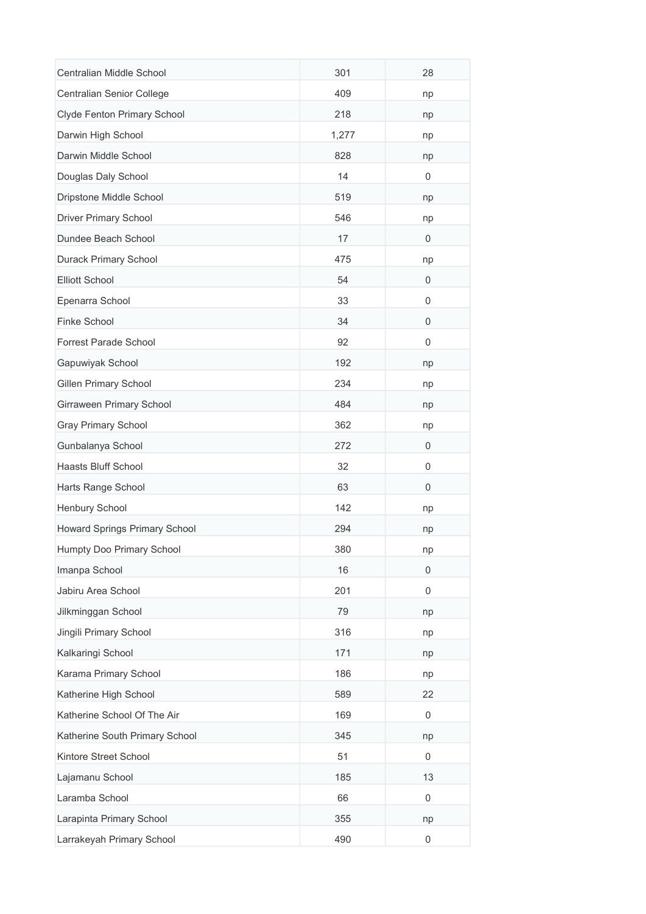| | | |
|---|---|---|
| Centralian Middle School | 301 | 28 |
| Centralian Senior College | 409 | np |
| Clyde Fenton Primary School | 218 | np |
| Darwin High School | 1,277 | np |
| Darwin Middle School | 828 | np |
| Douglas Daly School | 14 | 0 |
| Dripstone Middle School | 519 | np |
| Driver Primary School | 546 | np |
| Dundee Beach School | 17 | 0 |
| Durack Primary School | 475 | np |
| Elliott School | 54 | 0 |
| Epenarra School | 33 | 0 |
| Finke School | 34 | 0 |
| Forrest Parade School | 92 | 0 |
| Gapuwiyak School | 192 | np |
| Gillen Primary School | 234 | np |
| Girraween Primary School | 484 | np |
| Gray Primary School | 362 | np |
| Gunbalanya School | 272 | 0 |
| Haasts Bluff School | 32 | 0 |
| Harts Range School | 63 | 0 |
| Henbury School | 142 | np |
| Howard Springs Primary School | 294 | np |
| Humpty Doo Primary School | 380 | np |
| Imanpa School | 16 | 0 |
| Jabiru Area School | 201 | 0 |
| Jilkminggan School | 79 | np |
| Jingili Primary School | 316 | np |
| Kalkaringi School | 171 | np |
| Karama Primary School | 186 | np |
| Katherine High School | 589 | 22 |
| Katherine School Of The Air | 169 | 0 |
| Katherine South Primary School | 345 | np |
| Kintore Street School | 51 | 0 |
| Lajamanu School | 185 | 13 |
| Laramba School | 66 | 0 |
| Larapinta Primary School | 355 | np |
| Larrakeyah Primary School | 490 | 0 |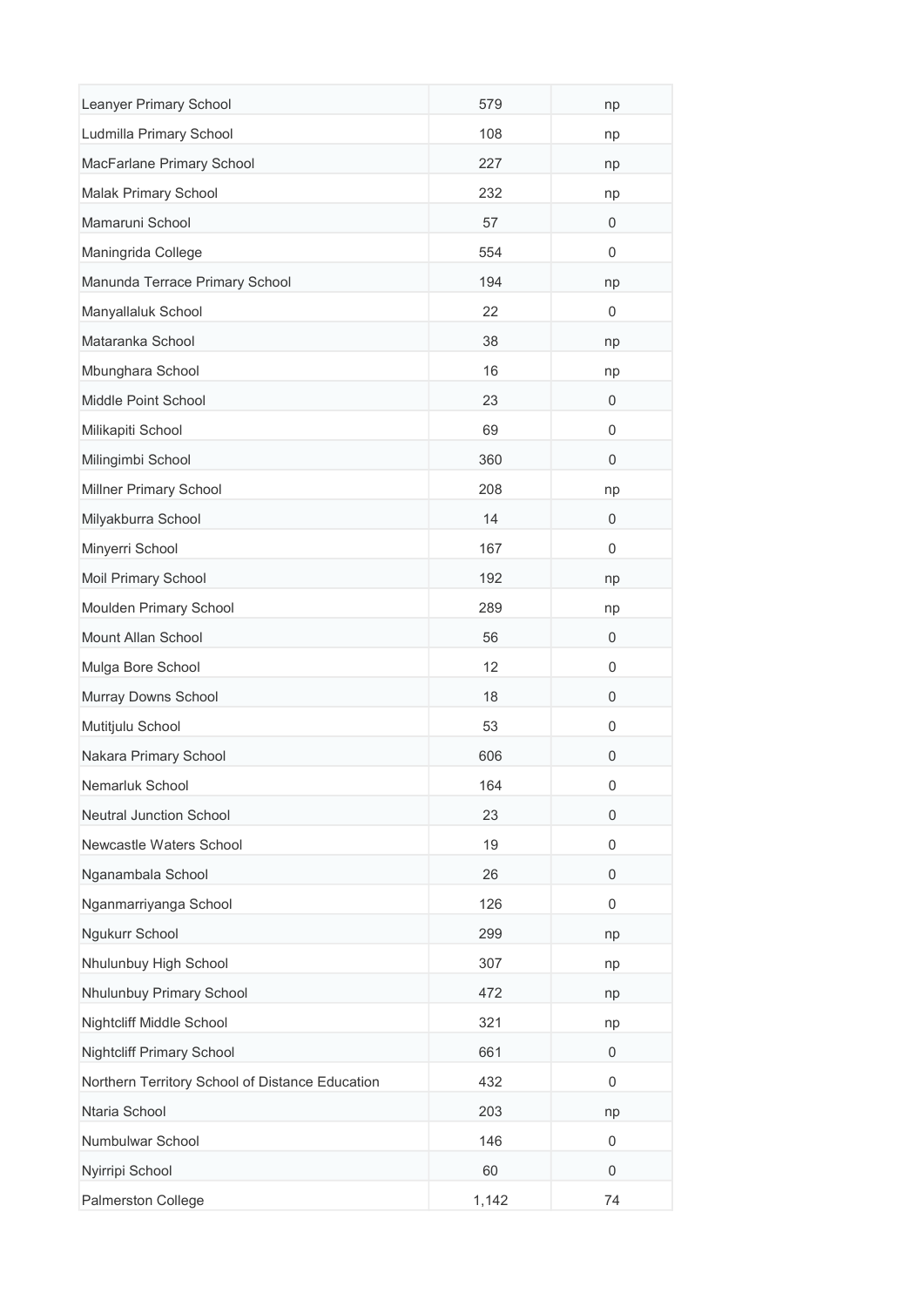| | | |
|---|---|---|
| Leanyer Primary School | 579 | np |
| Ludmilla Primary School | 108 | np |
| MacFarlane Primary School | 227 | np |
| Malak Primary School | 232 | np |
| Mamaruni School | 57 | 0 |
| Maningrida College | 554 | 0 |
| Manunda Terrace Primary School | 194 | np |
| Manyallaluk School | 22 | 0 |
| Mataranka School | 38 | np |
| Mbunghara School | 16 | np |
| Middle Point School | 23 | 0 |
| Milikapiti School | 69 | 0 |
| Milingimbi School | 360 | 0 |
| Millner Primary School | 208 | np |
| Milyakburra School | 14 | 0 |
| Minyerri School | 167 | 0 |
| Moil Primary School | 192 | np |
| Moulden Primary School | 289 | np |
| Mount Allan School | 56 | 0 |
| Mulga Bore School | 12 | 0 |
| Murray Downs School | 18 | 0 |
| Mutitjulu School | 53 | 0 |
| Nakara Primary School | 606 | 0 |
| Nemarluk School | 164 | 0 |
| Neutral Junction School | 23 | 0 |
| Newcastle Waters School | 19 | 0 |
| Nganambala School | 26 | 0 |
| Nganmarriyanga School | 126 | 0 |
| Ngukurr School | 299 | np |
| Nhulunbuy High School | 307 | np |
| Nhulunbuy Primary School | 472 | np |
| Nightcliff Middle School | 321 | np |
| Nightcliff Primary School | 661 | 0 |
| Northern Territory School of Distance Education | 432 | 0 |
| Ntaria School | 203 | np |
| Numbulwar School | 146 | 0 |
| Nyirripi School | 60 | 0 |
| Palmerston College | 1,142 | 74 |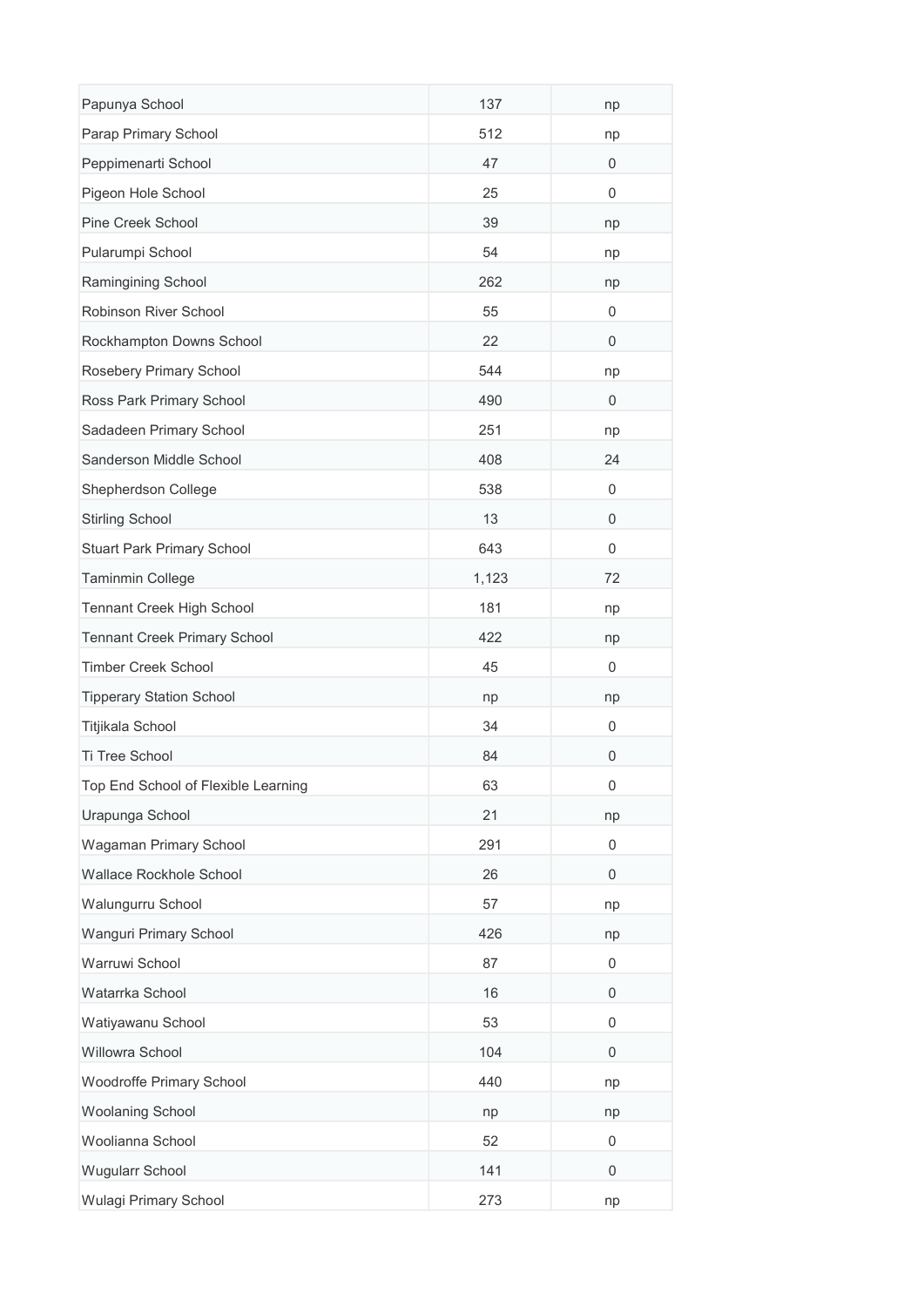| | | |
|---|---|---|
| Papunya School | 137 | np |
| Parap Primary School | 512 | np |
| Peppimenarti School | 47 | 0 |
| Pigeon Hole School | 25 | 0 |
| Pine Creek School | 39 | np |
| Pularumpi School | 54 | np |
| Ramingining School | 262 | np |
| Robinson River School | 55 | 0 |
| Rockhampton Downs School | 22 | 0 |
| Rosebery Primary School | 544 | np |
| Ross Park Primary School | 490 | 0 |
| Sadadeen Primary School | 251 | np |
| Sanderson Middle School | 408 | 24 |
| Shepherdson College | 538 | 0 |
| Stirling School | 13 | 0 |
| Stuart Park Primary School | 643 | 0 |
| Taminmin College | 1,123 | 72 |
| Tennant Creek High School | 181 | np |
| Tennant Creek Primary School | 422 | np |
| Timber Creek School | 45 | 0 |
| Tipperary Station School | np | np |
| Titjikala School | 34 | 0 |
| Ti Tree School | 84 | 0 |
| Top End School of Flexible Learning | 63 | 0 |
| Urapunga School | 21 | np |
| Wagaman Primary School | 291 | 0 |
| Wallace Rockhole School | 26 | 0 |
| Walungurru School | 57 | np |
| Wanguri Primary School | 426 | np |
| Warruwi School | 87 | 0 |
| Watarrka School | 16 | 0 |
| Watiyawanu School | 53 | 0 |
| Willowra School | 104 | 0 |
| Woodroffe Primary School | 440 | np |
| Woolaning School | np | np |
| Woolianna School | 52 | 0 |
| Wugularr School | 141 | 0 |
| Wulagi Primary School | 273 | np |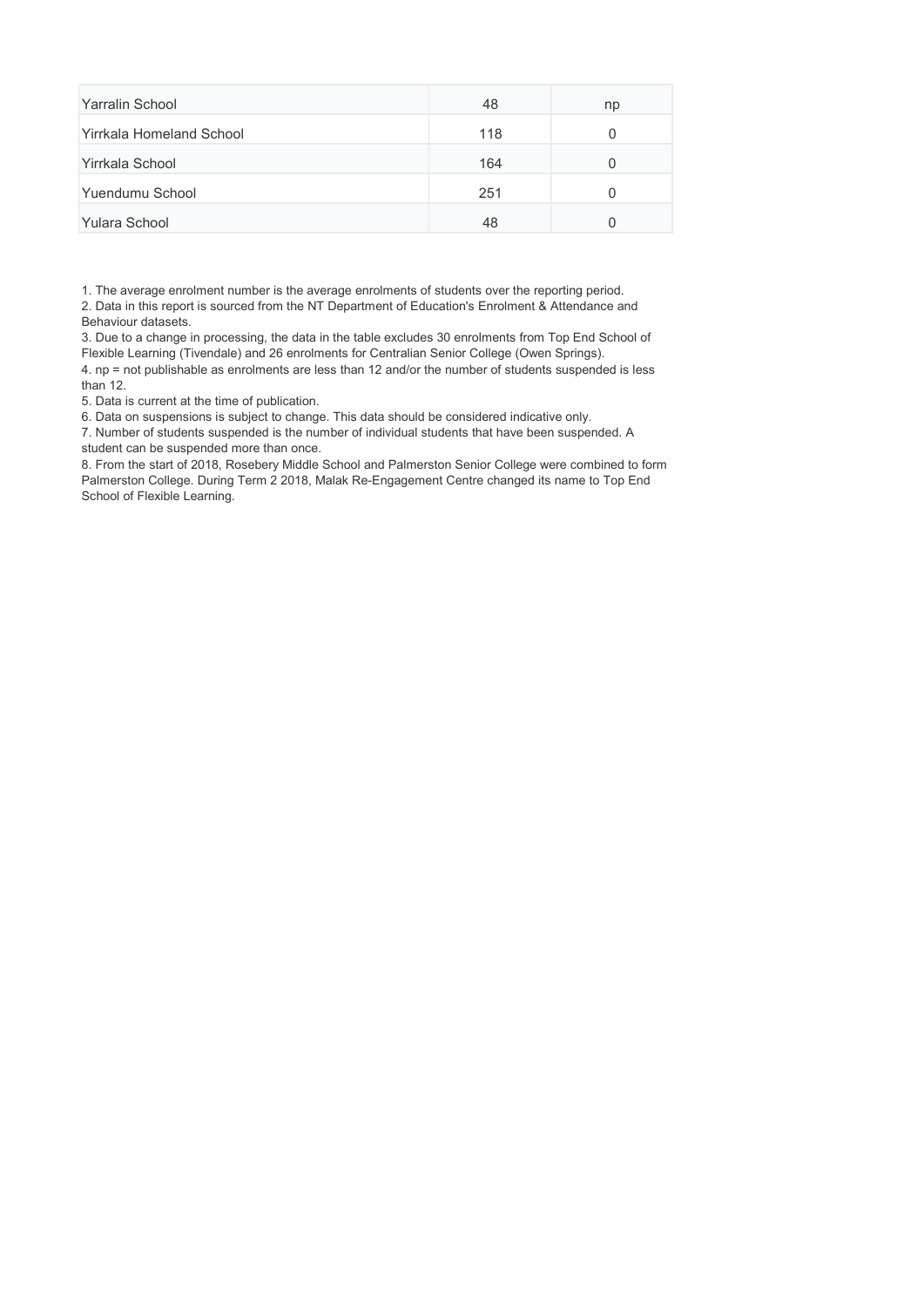| | | |
|---|---|---|
| Yarralin School | 48 | np |
| Yirrkala Homeland School | 118 | 0 |
| Yirrkala School | 164 | 0 |
| Yuendumu School | 251 | 0 |
| Yulara School | 48 | 0 |

1. The average enrolment number is the average enrolments of students over the reporting period.
2. Data in this report is sourced from the NT Department of Education's Enrolment & Attendance and Behaviour datasets.
3. Due to a change in processing, the data in the table excludes 30 enrolments from Top End School of Flexible Learning (Tivendale) and 26 enrolments for Centralian Senior College (Owen Springs).
4. np = not publishable as enrolments are less than 12 and/or the number of students suspended is less than 12.
5. Data is current at the time of publication.
6. Data on suspensions is subject to change. This data should be considered indicative only.
7. Number of students suspended is the number of individual students that have been suspended. A student can be suspended more than once.
8. From the start of 2018, Rosebery Middle School and Palmerston Senior College were combined to form Palmerston College. During Term 2 2018, Malak Re-Engagement Centre changed its name to Top End School of Flexible Learning.